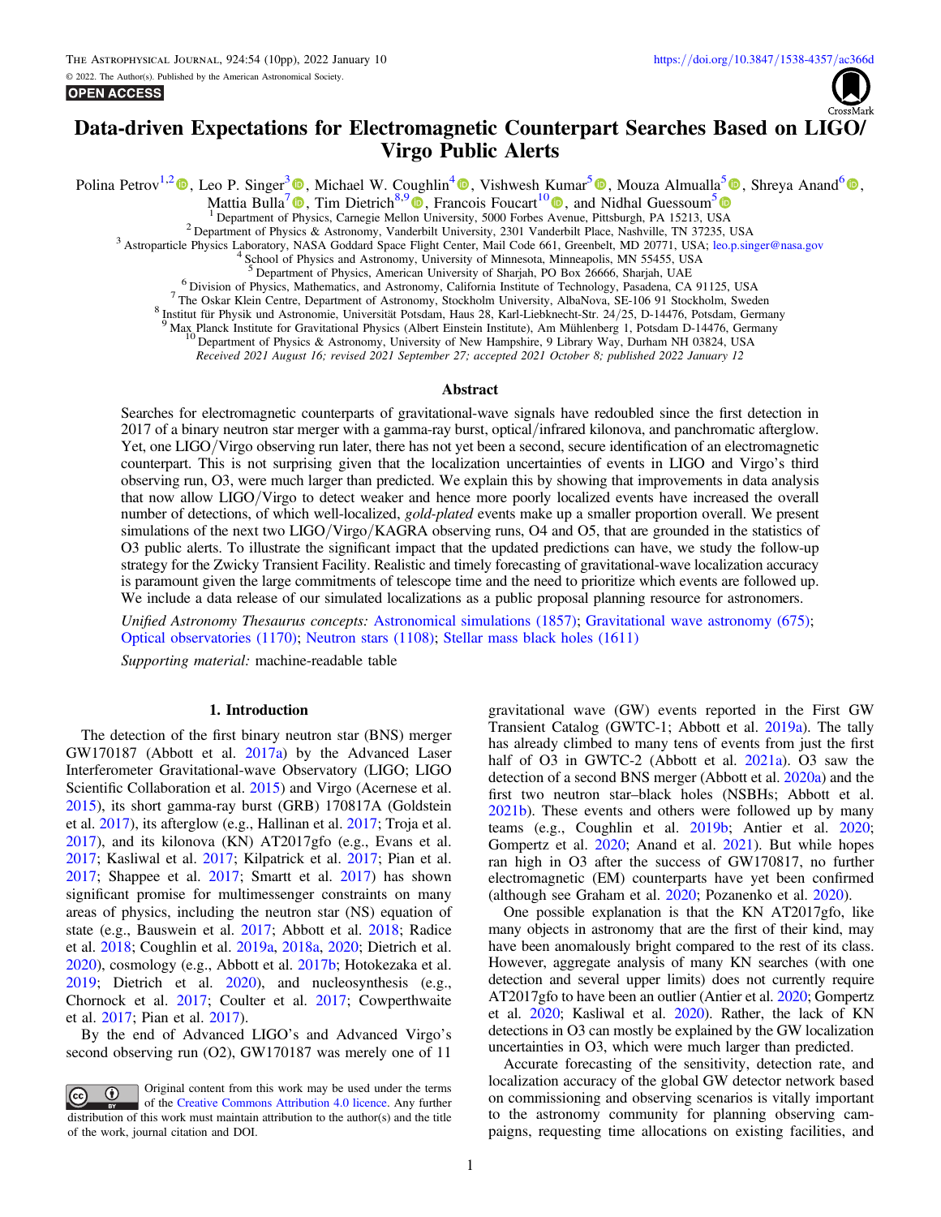# Data-driven Expectations for Electromagnetic Counterpart Searches Based on LIGO/Virgo Public Alerts

Polina Petrov[1,2], Leo P. Singer[3], Michael W. Coughlin[4], Vishwesh Kumar[5], Mouza Almualla[5], Shreya Anand[6], Mattia Bulla[7], Tim Dietrich[8,9], Francois Foucart[10], and Nidhal Guessoum[5]

[1] Department of Physics, Carnegie Mellon University, 5000 Forbes Avenue, Pittsburgh, PA 15213, USA
[2] Department of Physics & Astronomy, Vanderbilt University, 2301 Vanderbilt Place, Nashville, TN 37235, USA
[3] Astroparticle Physics Laboratory, NASA Goddard Space Flight Center, Mail Code 661, Greenbelt, MD 20771, USA; leo.p.singer@nasa.gov
[4] School of Physics and Astronomy, University of Minnesota, Minneapolis, MN 55455, USA
[5] Department of Physics, American University of Sharjah, PO Box 26666, Sharjah, UAE
[6] Division of Physics, Mathematics, and Astronomy, California Institute of Technology, Pasadena, CA 91125, USA
[7] The Oskar Klein Centre, Department of Astronomy, Stockholm University, AlbaNova, SE-106 91 Stockholm, Sweden
[8] Institut für Physik und Astronomie, Universität Potsdam, Haus 28, Karl-Liebknecht-Str. 24/25, D-14476, Potsdam, Germany
[9] Max Planck Institute for Gravitational Physics (Albert Einstein Institute), Am Mühlenberg 1, Potsdam D-14476, Germany
[10] Department of Physics & Astronomy, University of New Hampshire, 9 Library Way, Durham NH 03824, USA

*Received 2021 August 16; revised 2021 September 27; accepted 2021 October 8; published 2022 January 12*

## Abstract

Searches for electromagnetic counterparts of gravitational-wave signals have redoubled since the first detection in 2017 of a binary neutron star merger with a gamma-ray burst, optical/infrared kilonova, and panchromatic afterglow. Yet, one LIGO/Virgo observing run later, there has not yet been a second, secure identification of an electromagnetic counterpart. This is not surprising given that the localization uncertainties of events in LIGO and Virgo's third observing run, O3, were much larger than predicted. We explain this by showing that improvements in data analysis that now allow LIGO/Virgo to detect weaker and hence more poorly localized events have increased the overall number of detections, of which well-localized, *gold-plated* events make up a smaller proportion overall. We present simulations of the next two LIGO/Virgo/KAGRA observing runs, O4 and O5, that are grounded in the statistics of O3 public alerts. To illustrate the significant impact that the updated predictions can have, we study the follow-up strategy for the Zwicky Transient Facility. Realistic and timely forecasting of gravitational-wave localization accuracy is paramount given the large commitments of telescope time and the need to prioritize which events are followed up. We include a data release of our simulated localizations as a public proposal planning resource for astronomers.

*Unified Astronomy Thesaurus concepts:* Astronomical simulations (1857); Gravitational wave astronomy (675); Optical observatories (1170); Neutron stars (1108); Stellar mass black holes (1611)

*Supporting material:* machine-readable table

## 1. Introduction

The detection of the first binary neutron star (BNS) merger GW170187 (Abbott et al. 2017a) by the Advanced Laser Interferometer Gravitational-wave Observatory (LIGO; LIGO Scientific Collaboration et al. 2015) and Virgo (Acernese et al. 2015), its short gamma-ray burst (GRB) 170817A (Goldstein et al. 2017), its afterglow (e.g., Hallinan et al. 2017; Troja et al. 2017), and its kilonova (KN) AT2017gfo (e.g., Evans et al. 2017; Kasliwal et al. 2017; Kilpatrick et al. 2017; Pian et al. 2017; Shappee et al. 2017; Smartt et al. 2017) has shown significant promise for multimessenger constraints on many areas of physics, including the neutron star (NS) equation of state (e.g., Bauswein et al. 2017; Abbott et al. 2018; Radice et al. 2018; Coughlin et al. 2019a, 2018a, 2020; Dietrich et al. 2020), cosmology (e.g., Abbott et al. 2017b; Hotokezaka et al. 2019; Dietrich et al. 2020), and nucleosynthesis (e.g., Chornock et al. 2017; Coulter et al. 2017; Cowperthwaite et al. 2017; Pian et al. 2017).

By the end of Advanced LIGO's and Advanced Virgo's second observing run (O2), GW170187 was merely one of 11 gravitational wave (GW) events reported in the First GW Transient Catalog (GWTC-1; Abbott et al. 2019a). The tally has already climbed to many tens of events from just the first half of O3 in GWTC-2 (Abbott et al. 2021a). O3 saw the detection of a second BNS merger (Abbott et al. 2020a) and the first two neutron star–black holes (NSBHs; Abbott et al. 2021b). These events and others were followed up by many teams (e.g., Coughlin et al. 2019b; Antier et al. 2020; Gompertz et al. 2020; Anand et al. 2021). But while hopes ran high in O3 after the success of GW170817, no further electromagnetic (EM) counterparts have yet been confirmed (although see Graham et al. 2020; Pozanenko et al. 2020).

One possible explanation is that the KN AT2017gfo, like many objects in astronomy that are the first of their kind, may have been anomalously bright compared to the rest of its class. However, aggregate analysis of many KN searches (with one detection and several upper limits) does not currently require AT2017gfo to have been an outlier (Antier et al. 2020; Gompertz et al. 2020; Kasliwal et al. 2020). Rather, the lack of KN detections in O3 can mostly be explained by the GW localization uncertainties in O3, which were much larger than predicted.

Accurate forecasting of the sensitivity, detection rate, and localization accuracy of the global GW detector network based on commissioning and observing scenarios is vitally important to the astronomy community for planning observing campaigns, requesting time allocations on existing facilities, and

Original content from this work may be used under the terms of the Creative Commons Attribution 4.0 licence. Any further distribution of this work must maintain attribution to the author(s) and the title of the work, journal citation and DOI.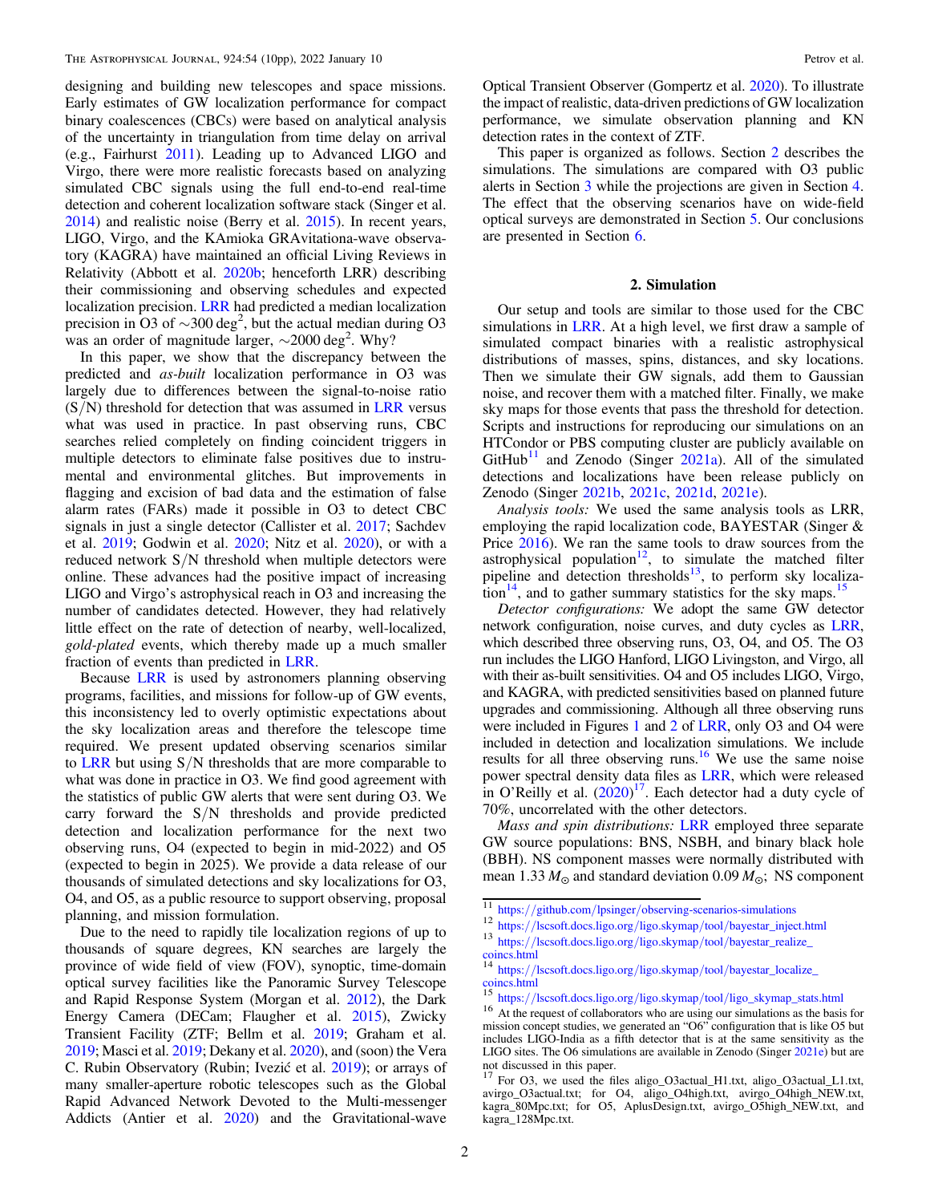designing and building new telescopes and space missions. Early estimates of GW localization performance for compact binary coalescences (CBCs) were based on analytical analysis of the uncertainty in triangulation from time delay on arrival (e.g., Fairhurst 2011). Leading up to Advanced LIGO and Virgo, there were more realistic forecasts based on analyzing simulated CBC signals using the full end-to-end real-time detection and coherent localization software stack (Singer et al. 2014) and realistic noise (Berry et al. 2015). In recent years, LIGO, Virgo, and the KAmioka GRAvitationa-wave observatory (KAGRA) have maintained an official Living Reviews in Relativity (Abbott et al. 2020b; henceforth LRR) describing their commissioning and observing schedules and expected localization precision. LRR had predicted a median localization precision in O3 of $\sim$300 deg$^2$, but the actual median during O3 was an order of magnitude larger, $\sim$2000 deg$^2$. Why?

In this paper, we show that the discrepancy between the predicted and *as-built* localization performance in O3 was largely due to differences between the signal-to-noise ratio (S/N) threshold for detection that was assumed in LRR versus what was used in practice. In past observing runs, CBC searches relied completely on finding coincident triggers in multiple detectors to eliminate false positives due to instrumental and environmental glitches. But improvements in flagging and excision of bad data and the estimation of false alarm rates (FARs) made it possible in O3 to detect CBC signals in just a single detector (Callister et al. 2017; Sachdev et al. 2019; Godwin et al. 2020; Nitz et al. 2020), or with a reduced network S/N threshold when multiple detectors were online. These advances had the positive impact of increasing LIGO and Virgo's astrophysical reach in O3 and increasing the number of candidates detected. However, they had relatively little effect on the rate of detection of nearby, well-localized, *gold-plated* events, which thereby made up a much smaller fraction of events than predicted in LRR.

Because LRR is used by astronomers planning observing programs, facilities, and missions for follow-up of GW events, this inconsistency led to overly optimistic expectations about the sky localization areas and therefore the telescope time required. We present updated observing scenarios similar to LRR but using S/N thresholds that are more comparable to what was done in practice in O3. We find good agreement with the statistics of public GW alerts that were sent during O3. We carry forward the S/N thresholds and provide predicted detection and localization performance for the next two observing runs, O4 (expected to begin in mid-2022) and O5 (expected to begin in 2025). We provide a data release of our thousands of simulated detections and sky localizations for O3, O4, and O5, as a public resource to support observing, proposal planning, and mission formulation.

Due to the need to rapidly tile localization regions of up to thousands of square degrees, KN searches are largely the province of wide field of view (FOV), synoptic, time-domain optical survey facilities like the Panoramic Survey Telescope and Rapid Response System (Morgan et al. 2012), the Dark Energy Camera (DECam; Flaugher et al. 2015), Zwicky Transient Facility (ZTF; Bellm et al. 2019; Graham et al. 2019; Masci et al. 2019; Dekany et al. 2020), and (soon) the Vera C. Rubin Observatory (Rubin; Ivezić et al. 2019); or arrays of many smaller-aperture robotic telescopes such as the Global Rapid Advanced Network Devoted to the Multi-messenger Addicts (Antier et al. 2020) and the Gravitational-wave Optical Transient Observer (Gompertz et al. 2020). To illustrate the impact of realistic, data-driven predictions of GW localization performance, we simulate observation planning and KN detection rates in the context of ZTF.

This paper is organized as follows. Section 2 describes the simulations. The simulations are compared with O3 public alerts in Section 3 while the projections are given in Section 4. The effect that the observing scenarios have on wide-field optical surveys are demonstrated in Section 5. Our conclusions are presented in Section 6.

## 2. Simulation

Our setup and tools are similar to those used for the CBC simulations in LRR. At a high level, we first draw a sample of simulated compact binaries with a realistic astrophysical distributions of masses, spins, distances, and sky locations. Then we simulate their GW signals, add them to Gaussian noise, and recover them with a matched filter. Finally, we make sky maps for those events that pass the threshold for detection. Scripts and instructions for reproducing our simulations on an HTCondor or PBS computing cluster are publicly available on GitHub[11] and Zenodo (Singer 2021a). All of the simulated detections and localizations have been release publicly on Zenodo (Singer 2021b, 2021c, 2021d, 2021e).

*Analysis tools:* We used the same analysis tools as LRR, employing the rapid localization code, BAYESTAR (Singer & Price 2016). We ran the same tools to draw sources from the astrophysical population[12], to simulate the matched filter pipeline and detection thresholds[13], to perform sky localization[14], and to gather summary statistics for the sky maps.[15]

*Detector configurations:* We adopt the same GW detector network configuration, noise curves, and duty cycles as LRR, which described three observing runs, O3, O4, and O5. The O3 run includes the LIGO Hanford, LIGO Livingston, and Virgo, all with their as-built sensitivities. O4 and O5 includes LIGO, Virgo, and KAGRA, with predicted sensitivities based on planned future upgrades and commissioning. Although all three observing runs were included in Figures 1 and 2 of LRR, only O3 and O4 were included in detection and localization simulations. We include results for all three observing runs.[16] We use the same noise power spectral density data files as LRR, which were released in O'Reilly et al. (2020)[17]. Each detector had a duty cycle of 70%, uncorrelated with the other detectors.

*Mass and spin distributions:* LRR employed three separate GW source populations: BNS, NSBH, and binary black hole (BBH). NS component masses were normally distributed with mean 1.33 $M_{\odot}$ and standard deviation 0.09 $M_{\odot}$; NS component

[11] https://github.com/lpsinger/observing-scenarios-simulations

[12] https://lscsoft.docs.ligo.org/ligo.skymap/tool/bayestar_inject.html

[13] https://lscsoft.docs.ligo.org/ligo.skymap/tool/bayestar_realize_coincs.html

[14] https://lscsoft.docs.ligo.org/ligo.skymap/tool/bayestar_localize_coincs.html

[15] https://lscsoft.docs.ligo.org/ligo.skymap/tool/ligo_skymap_stats.html

[16] At the request of collaborators who are using our simulations as the basis for mission concept studies, we generated an "O6" configuration that is like O5 but includes LIGO-India as a fifth detector that is at the same sensitivity as the LIGO sites. The O6 simulations are available in Zenodo (Singer 2021e) but are not discussed in this paper.

[17] For O3, we used the files aligo_O3actual_H1.txt, aligo_O3actual_L1.txt, avirgo_O3actual.txt; for O4, aligo_O4high.txt, avirgo_O4high_NEW.txt, kagra_80Mpc.txt; for O5, AplusDesign.txt, avirgo_O5high_NEW.txt, and kagra_128Mpc.txt.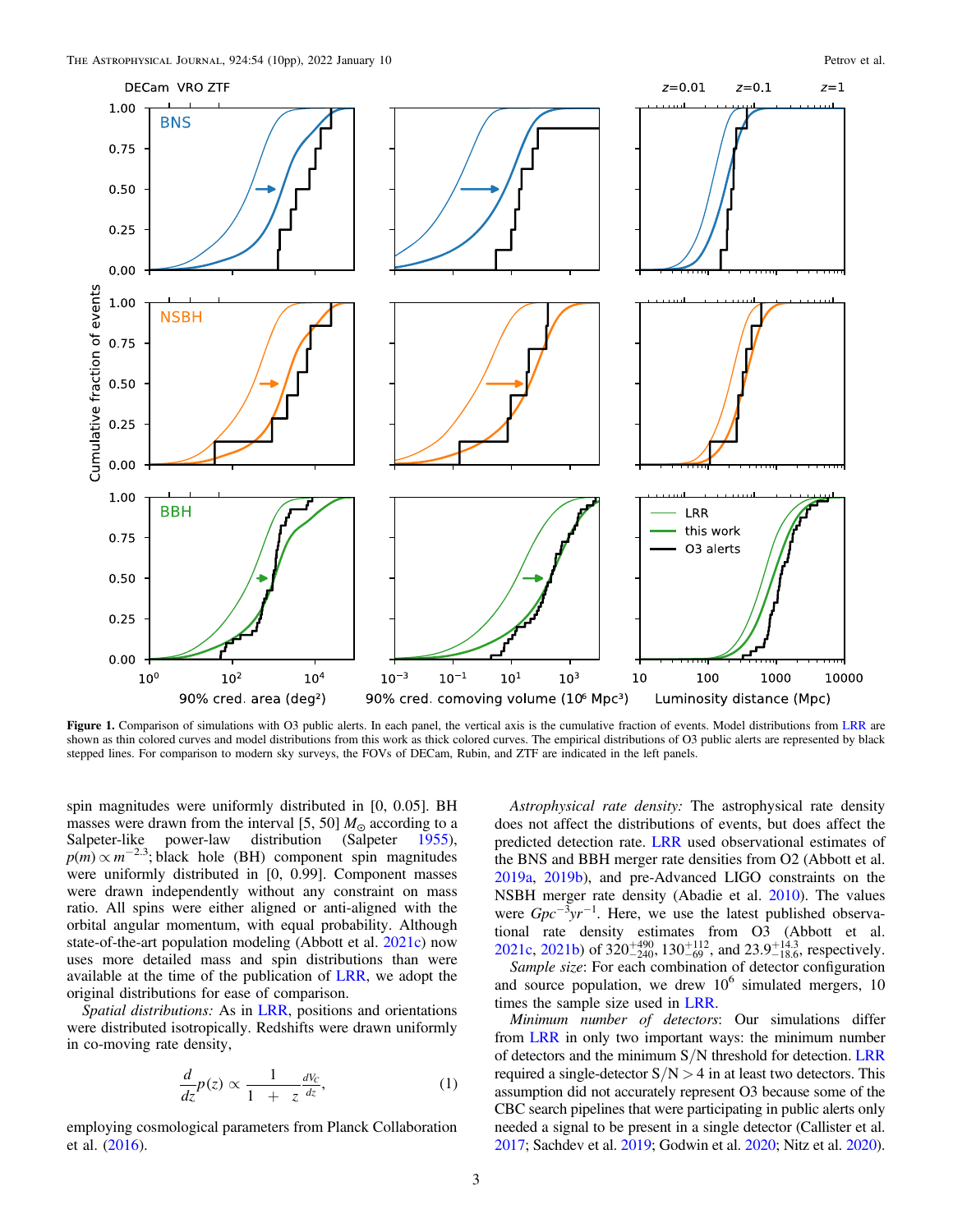DECam VRO ZTF

z=0.01 z=0.1 z=1

BNS

NSBH

BBH

Cumulative fraction of events

1.00
0.75
0.50
0.25
0.00

$10^0$ $10^2$ $10^4$

90% cred. area (deg²)

$10^{-3}$ $10^{-1}$ $10^1$ $10^3$

90% cred. comoving volume ($10^6$ Mpc³)

10 100 1000 10000

Luminosity distance (Mpc)

LRR

this work

O3 alerts

**Figure 1.** Comparison of simulations with O3 public alerts. In each panel, the vertical axis is the cumulative fraction of events. Model distributions from LRR are shown as thin colored curves and model distributions from this work as thick colored curves. The empirical distributions of O3 public alerts are represented by black stepped lines. For comparison to modern sky surveys, the FOVs of DECam, Rubin, and ZTF are indicated in the left panels.

spin magnitudes were uniformly distributed in [0, 0.05]. BH masses were drawn from the interval [5, 50] $M_\odot$ according to a Salpeter-like power-law distribution (Salpeter 1955), $p(m) \propto m^{-2.3}$; black hole (BH) component spin magnitudes were uniformly distributed in [0, 0.99]. Component masses were drawn independently without any constraint on mass ratio. All spins were either aligned or anti-aligned with the orbital angular momentum, with equal probability. Although state-of-the-art population modeling (Abbott et al. 2021c) now uses more detailed mass and spin distributions than were available at the time of the publication of LRR, we adopt the original distributions for ease of comparison.

*Spatial distributions:* As in LRR, positions and orientations were distributed isotropically. Redshifts were drawn uniformly in co-moving rate density,

$$\frac{d}{dz}p(z) \propto \frac{1}{1 + z}\frac{dV_C}{dz}, \tag{1}$$

employing cosmological parameters from Planck Collaboration et al. (2016).

*Astrophysical rate density:* The astrophysical rate density does not affect the distributions of events, but does affect the predicted detection rate. LRR used observational estimates of the BNS and BBH merger rate densities from O2 (Abbott et al. 2019a, 2019b), and pre-Advanced LIGO constraints on the NSBH merger rate density (Abadie et al. 2010). The values were $Gpc^{-3}yr^{-1}$. Here, we use the latest published observational rate density estimates from O3 (Abbott et al. 2021c, 2021b) of $320^{+490}_{-240}$, $130^{+112}_{-69}$, and $23.9^{+14.3}_{-18.6}$, respectively.

*Sample size*: For each combination of detector configuration and source population, we drew $10^6$ simulated mergers, 10 times the sample size used in LRR.

*Minimum number of detectors*: Our simulations differ from LRR in only two important ways: the minimum number of detectors and the minimum S/N threshold for detection. LRR required a single-detector S/N > 4 in at least two detectors. This assumption did not accurately represent O3 because some of the CBC search pipelines that were participating in public alerts only needed a signal to be present in a single detector (Callister et al. 2017; Sachdev et al. 2019; Godwin et al. 2020; Nitz et al. 2020).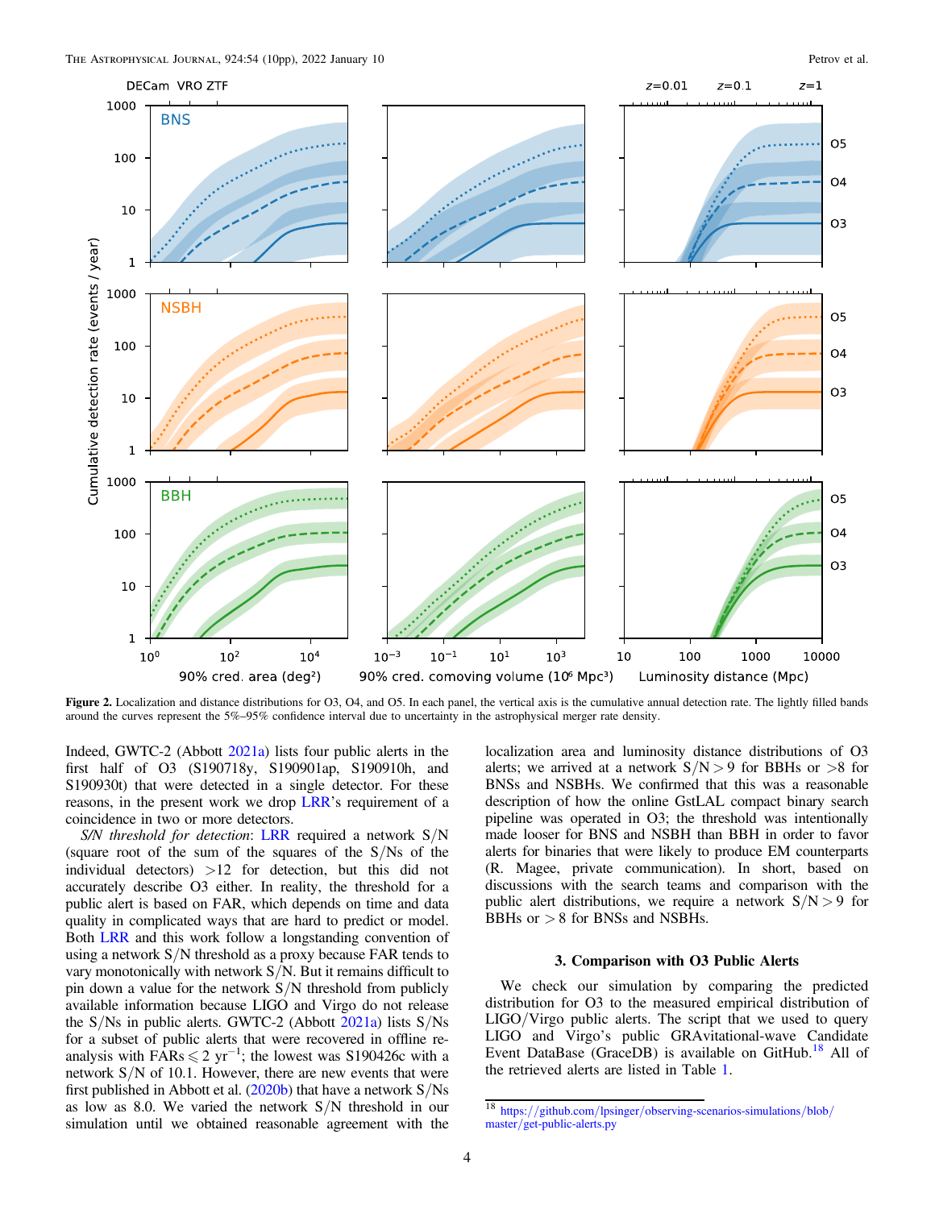DECam VRO ZTF

z=0.01 z=0.1 z=1

BNS

NSBH

BBH

Cumulative detection rate (events / year)

1000
100
10
1

O5
O4
O3

$10^0$ $10^2$ $10^4$

90% cred. area (deg²)

$10^{-3}$ $10^{-1}$ $10^1$ $10^3$

90% cred. comoving volume ($10^6$ Mpc³)

10 100 1000 10000

Luminosity distance (Mpc)

**Figure 2.** Localization and distance distributions for O3, O4, and O5. In each panel, the vertical axis is the cumulative annual detection rate. The lightly filled bands around the curves represent the 5%–95% confidence interval due to uncertainty in the astrophysical merger rate density.

Indeed, GWTC-2 (Abbott 2021a) lists four public alerts in the first half of O3 (S190718y, S190901ap, S190910h, and S190930t) that were detected in a single detector. For these reasons, in the present work we drop LRR's requirement of a coincidence in two or more detectors.

*S/N threshold for detection*: LRR required a network S/N (square root of the sum of the squares of the S/Ns of the individual detectors) >12 for detection, but this did not accurately describe O3 either. In reality, the threshold for a public alert is based on FAR, which depends on time and data quality in complicated ways that are hard to predict or model. Both LRR and this work follow a longstanding convention of using a network S/N threshold as a proxy because FAR tends to vary monotonically with network S/N. But it remains difficult to pin down a value for the network S/N threshold from publicly available information because LIGO and Virgo do not release the S/Ns in public alerts. GWTC-2 (Abbott 2021a) lists S/Ns for a subset of public alerts that were recovered in offline re-analysis with FARs $\leqslant 2$ yr$^{-1}$; the lowest was S190426c with a network S/N of 10.1. However, there are new events that were first published in Abbott et al. (2020b) that have a network S/Ns as low as 8.0. We varied the network S/N threshold in our simulation until we obtained reasonable agreement with the localization area and luminosity distance distributions of O3 alerts; we arrived at a network S/N > 9 for BBHs or >8 for BNSs and NSBHs. We confirmed that this was a reasonable description of how the online GstLAL compact binary search pipeline was operated in O3; the threshold was intentionally made looser for BNS and NSBH than BBH in order to favor alerts for binaries that were likely to produce EM counterparts (R. Magee, private communication). In short, based on discussions with the search teams and comparison with the public alert distributions, we require a network S/N > 9 for BBHs or > 8 for BNSs and NSBHs.

### 3. Comparison with O3 Public Alerts

We check our simulation by comparing the predicted distribution for O3 to the measured empirical distribution of LIGO/Virgo public alerts. The script that we used to query LIGO and Virgo's public GRAvitational-wave Candidate Event DataBase (GraceDB) is available on GitHub.[18] All of the retrieved alerts are listed in Table 1.

[18] https://github.com/lpsinger/observing-scenarios-simulations/blob/master/get-public-alerts.py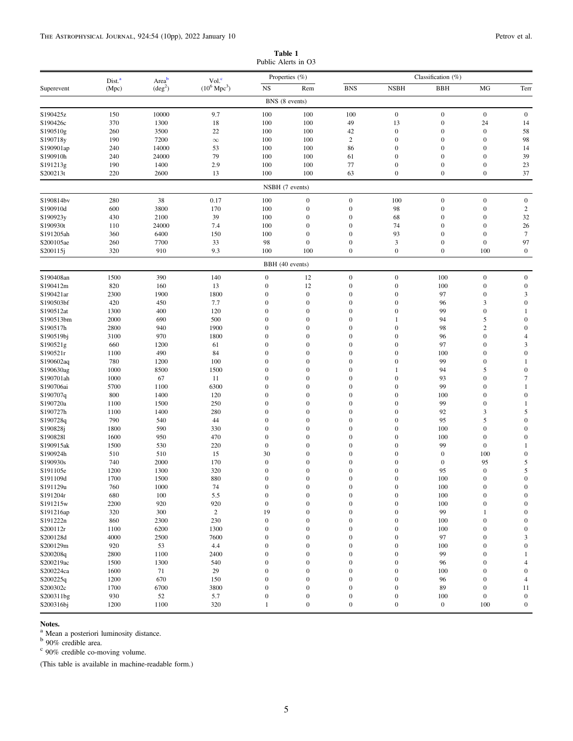**Table 1**
Public Alerts in O3

| Superevent | Dist.[a] (Mpc) | Area[b] ($deg^2$) | Vol.[c] ($10^6$ $Mpc^3$) | Properties (%) | | Classification (%) | | | | |
|---|---|---|---|---|---|---|---|---|---|---|
| | | | | NS | Rem | BNS | NSBH | BBH | MG | Terr |
| BNS (8 events) | | | | | | | | | | |
| S190425z | 150 | 10000 | 9.7 | 100 | 100 | 100 | 0 | 0 | 0 | 0 |
| S190426c | 370 | 1300 | 18 | 100 | 100 | 49 | 13 | 0 | 24 | 14 |
| S190510g | 260 | 3500 | 22 | 100 | 100 | 42 | 0 | 0 | 0 | 58 |
| S190718y | 190 | 7200 | $\infty$ | 100 | 100 | 2 | 0 | 0 | 0 | 98 |
| S190901ap | 240 | 14000 | 53 | 100 | 100 | 86 | 0 | 0 | 0 | 14 |
| S190910h | 240 | 24000 | 79 | 100 | 100 | 61 | 0 | 0 | 0 | 39 |
| S191213g | 190 | 1400 | 2.9 | 100 | 100 | 77 | 0 | 0 | 0 | 23 |
| S200213t | 220 | 2600 | 13 | 100 | 100 | 63 | 0 | 0 | 0 | 37 |
| NSBH (7 events) | | | | | | | | | | |
| S190814bv | 280 | 38 | 0.17 | 100 | 0 | 0 | 100 | 0 | 0 | 0 |
| S190910d | 600 | 3800 | 170 | 100 | 0 | 0 | 98 | 0 | 0 | 2 |
| S190923y | 430 | 2100 | 39 | 100 | 0 | 0 | 68 | 0 | 0 | 32 |
| S190930t | 110 | 24000 | 7.4 | 100 | 0 | 0 | 74 | 0 | 0 | 26 |
| S191205ah | 360 | 6400 | 150 | 100 | 0 | 0 | 93 | 0 | 0 | 7 |
| S200105ae | 260 | 7700 | 33 | 98 | 0 | 0 | 3 | 0 | 0 | 97 |
| S200115j | 320 | 910 | 9.3 | 100 | 100 | 0 | 0 | 0 | 100 | 0 |
| BBH (40 events) | | | | | | | | | | |
| S190408an | 1500 | 390 | 140 | 0 | 12 | 0 | 0 | 100 | 0 | 0 |
| S190412m | 820 | 160 | 13 | 0 | 12 | 0 | 0 | 100 | 0 | 0 |
| S190421ar | 2300 | 1900 | 1800 | 0 | 0 | 0 | 0 | 97 | 0 | 3 |
| S190503bf | 420 | 450 | 7.7 | 0 | 0 | 0 | 0 | 96 | 3 | 0 |
| S190512at | 1300 | 400 | 120 | 0 | 0 | 0 | 0 | 99 | 0 | 1 |
| S190513bm | 2000 | 690 | 500 | 0 | 0 | 0 | 1 | 94 | 5 | 0 |
| S190517h | 2800 | 940 | 1900 | 0 | 0 | 0 | 0 | 98 | 2 | 0 |
| S190519bj | 3100 | 970 | 1800 | 0 | 0 | 0 | 0 | 96 | 0 | 4 |
| S190521g | 660 | 1200 | 61 | 0 | 0 | 0 | 0 | 97 | 0 | 3 |
| S190521r | 1100 | 490 | 84 | 0 | 0 | 0 | 0 | 100 | 0 | 0 |
| S190602aq | 780 | 1200 | 100 | 0 | 0 | 0 | 0 | 99 | 0 | 1 |
| S190630ag | 1000 | 8500 | 1500 | 0 | 0 | 0 | 1 | 94 | 5 | 0 |
| S190701ah | 1000 | 67 | 11 | 0 | 0 | 0 | 0 | 93 | 0 | 7 |
| S190706ai | 5700 | 1100 | 6300 | 0 | 0 | 0 | 0 | 99 | 0 | 1 |
| S190707q | 800 | 1400 | 120 | 0 | 0 | 0 | 0 | 100 | 0 | 0 |
| S190720a | 1100 | 1500 | 250 | 0 | 0 | 0 | 0 | 99 | 0 | 1 |
| S190727h | 1100 | 1400 | 280 | 0 | 0 | 0 | 0 | 92 | 3 | 5 |
| S190728q | 790 | 540 | 44 | 0 | 0 | 0 | 0 | 95 | 5 | 0 |
| S190828j | 1800 | 590 | 330 | 0 | 0 | 0 | 0 | 100 | 0 | 0 |
| S190828l | 1600 | 950 | 470 | 0 | 0 | 0 | 0 | 100 | 0 | 0 |
| S190915ak | 1500 | 530 | 220 | 0 | 0 | 0 | 0 | 99 | 0 | 1 |
| S190924h | 510 | 510 | 15 | 30 | 0 | 0 | 0 | 0 | 100 | 0 |
| S190930s | 740 | 2000 | 170 | 0 | 0 | 0 | 0 | 0 | 95 | 5 |
| S191105e | 1200 | 1300 | 320 | 0 | 0 | 0 | 0 | 95 | 0 | 5 |
| S191109d | 1700 | 1500 | 880 | 0 | 0 | 0 | 0 | 100 | 0 | 0 |
| S191129u | 760 | 1000 | 74 | 0 | 0 | 0 | 0 | 100 | 0 | 0 |
| S191204r | 680 | 100 | 5.5 | 0 | 0 | 0 | 0 | 100 | 0 | 0 |
| S191215w | 2200 | 920 | 920 | 0 | 0 | 0 | 0 | 100 | 0 | 0 |
| S191216ap | 320 | 300 | 2 | 19 | 0 | 0 | 0 | 99 | 1 | 0 |
| S191222n | 860 | 2300 | 230 | 0 | 0 | 0 | 0 | 100 | 0 | 0 |
| S200112r | 1100 | 6200 | 1300 | 0 | 0 | 0 | 0 | 100 | 0 | 0 |
| S200128d | 4000 | 2500 | 7600 | 0 | 0 | 0 | 0 | 97 | 0 | 3 |
| S200129m | 920 | 53 | 4.4 | 0 | 0 | 0 | 0 | 100 | 0 | 0 |
| S200208q | 2800 | 1100 | 2400 | 0 | 0 | 0 | 0 | 99 | 0 | 1 |
| S200219ac | 1500 | 1300 | 540 | 0 | 0 | 0 | 0 | 96 | 0 | 4 |
| S200224ca | 1600 | 71 | 29 | 0 | 0 | 0 | 0 | 100 | 0 | 0 |
| S200225q | 1200 | 670 | 150 | 0 | 0 | 0 | 0 | 96 | 0 | 4 |
| S200302c | 1700 | 6700 | 3800 | 0 | 0 | 0 | 0 | 89 | 0 | 11 |
| S200311bg | 930 | 52 | 5.7 | 0 | 0 | 0 | 0 | 100 | 0 | 0 |
| S200316bj | 1200 | 1100 | 320 | 1 | 0 | 0 | 0 | 0 | 100 | 0 |

**Notes.**
[a] Mean a posteriori luminosity distance.
[b] 90% credible area.
[c] 90% credible co-moving volume.

(This table is available in machine-readable form.)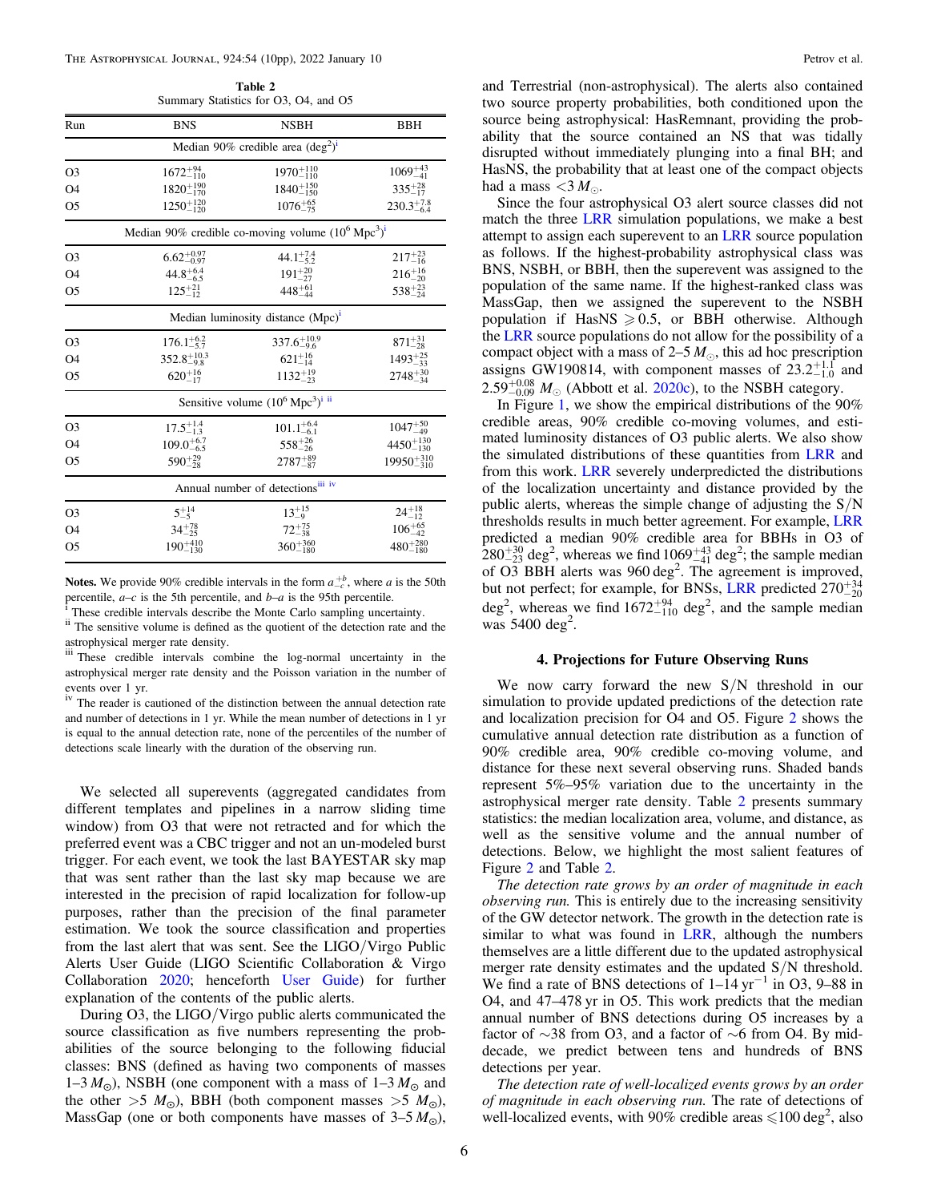**Table 2**
Summary Statistics for O3, O4, and O5

| Run | BNS | NSBH | BBH |
|---|---|---|---|
| Median 90% credible area (deg$^2$)[i] | | | |
| O3 | $1672^{+94}_{-110}$ | $1970^{+110}_{-110}$ | $1069^{+43}_{-41}$ |
| O4 | $1820^{+190}_{-170}$ | $1840^{+150}_{-150}$ | $335^{+28}_{-17}$ |
| O5 | $1250^{+120}_{-120}$ | $1076^{+65}_{-75}$ | $230.3^{+7.8}_{-6.4}$ |
| Median 90% credible co-moving volume ($10^6$ Mpc$^3$)[i] | | | |
| O3 | $6.62^{+0.97}_{-0.97}$ | $44.1^{+7.4}_{-5.2}$ | $217^{+23}_{-16}$ |
| O4 | $44.8^{+6.4}_{-6.5}$ | $191^{+20}_{-27}$ | $216^{+16}_{-20}$ |
| O5 | $125^{+21}_{-12}$ | $448^{+61}_{-44}$ | $538^{+23}_{-24}$ |
| Median luminosity distance (Mpc)[i] | | | |
| O3 | $176.1^{+6.2}_{-5.7}$ | $337.6^{+10.9}_{-9.6}$ | $871^{+31}_{-28}$ |
| O4 | $352.8^{+10.3}_{-9.8}$ | $621^{+16}_{-14}$ | $1493^{+25}_{-33}$ |
| O5 | $620^{+16}_{-17}$ | $1132^{+19}_{-23}$ | $2748^{+30}_{-34}$ |
| Sensitive volume ($10^6$ Mpc$^3$)[i ii] | | | |
| O3 | $17.5^{+1.4}_{-1.3}$ | $101.1^{+6.4}_{-6.1}$ | $1047^{+50}_{-49}$ |
| O4 | $109.0^{+6.7}_{-6.5}$ | $558^{+26}_{-26}$ | $4450^{+130}_{-130}$ |
| O5 | $590^{+29}_{-28}$ | $2787^{+89}_{-87}$ | $19950^{+310}_{-310}$ |
| Annual number of detections[iii iv] | | | |
| O3 | $5^{+14}_{-5}$ | $13^{+15}_{-9}$ | $24^{+18}_{-12}$ |
| O4 | $34^{+78}_{-25}$ | $72^{+75}_{-38}$ | $106^{+65}_{-42}$ |
| O5 | $190^{+410}_{-130}$ | $360^{+360}_{-180}$ | $480^{+280}_{-180}$ |

**Notes.** We provide 90% credible intervals in the form $a^{+b}_{-c}$, where $a$ is the 50th percentile, $a$–$c$ is the 5th percentile, and $b$–$a$ is the 95th percentile.
[i] These credible intervals describe the Monte Carlo sampling uncertainty.
[ii] The sensitive volume is defined as the quotient of the detection rate and the astrophysical merger rate density.
[iii] These credible intervals combine the log-normal uncertainty in the astrophysical merger rate density and the Poisson variation in the number of events over 1 yr.
[iv] The reader is cautioned of the distinction between the annual detection rate and number of detections in 1 yr. While the mean number of detections in 1 yr is equal to the annual detection rate, none of the percentiles of the number of detections scale linearly with the duration of the observing run.

We selected all superevents (aggregated candidates from different templates and pipelines in a narrow sliding time window) from O3 that were not retracted and for which the preferred event was a CBC trigger and not an un-modeled burst trigger. For each event, we took the last BAYESTAR sky map that was sent rather than the last sky map because we are interested in the precision of rapid localization for follow-up purposes, rather than the precision of the final parameter estimation. We took the source classification and properties from the last alert that was sent. See the LIGO/Virgo Public Alerts User Guide (LIGO Scientific Collaboration & Virgo Collaboration 2020; henceforth User Guide) for further explanation of the contents of the public alerts.

During O3, the LIGO/Virgo public alerts communicated the source classification as five numbers representing the probabilities of the source belonging to the following fiducial classes: BNS (defined as having two components of masses 1–3 $M_\odot$), NSBH (one component with a mass of 1–3 $M_\odot$ and the other $>5$ $M_\odot$), BBH (both component masses $>5$ $M_\odot$), MassGap (one or both components have masses of 3–5 $M_\odot$), and Terrestrial (non-astrophysical). The alerts also contained two source property probabilities, both conditioned upon the source being astrophysical: HasRemnant, providing the probability that the source contained an NS that was tidally disrupted without immediately plunging into a final BH; and HasNS, the probability that at least one of the compact objects had a mass $<3\,M_\odot$.

Since the four astrophysical O3 alert source classes did not match the three LRR simulation populations, we make a best attempt to assign each superevent to an LRR source population as follows. If the highest-probability astrophysical class was BNS, NSBH, or BBH, then the superevent was assigned to the population of the same name. If the highest-ranked class was MassGap, then we assigned the superevent to the NSBH population if HasNS $\geqslant 0.5$, or BBH otherwise. Although the LRR source populations do not allow for the possibility of a compact object with a mass of 2–5 $M_\odot$, this ad hoc prescription assigns GW190814, with component masses of $23.2^{+1.1}_{-1.0}$ and $2.59^{+0.08}_{-0.09}$ $M_\odot$ (Abbott et al. 2020c), to the NSBH category.

In Figure 1, we show the empirical distributions of the 90% credible areas, 90% credible co-moving volumes, and estimated luminosity distances of O3 public alerts. We also show the simulated distributions of these quantities from LRR and from this work. LRR severely underpredicted the distributions of the localization uncertainty and distance provided by the public alerts, whereas the simple change of adjusting the S/N thresholds results in much better agreement. For example, LRR predicted a median 90% credible area for BBHs in O3 of $280^{+30}_{-23}$ deg$^2$, whereas we find $1069^{+43}_{-41}$ deg$^2$; the sample median of O3 BBH alerts was 960 deg$^2$. The agreement is improved, but not perfect; for example, for BNSs, LRR predicted $270^{+34}_{-20}$ deg$^2$, whereas we find $1672^{+94}_{-110}$ deg$^2$, and the sample median was 5400 deg$^2$.

## 4. Projections for Future Observing Runs

We now carry forward the new S/N threshold in our simulation to provide updated predictions of the detection rate and localization precision for O4 and O5. Figure 2 shows the cumulative annual detection rate distribution as a function of 90% credible area, 90% credible co-moving volume, and distance for these next several observing runs. Shaded bands represent 5%–95% variation due to the uncertainty in the astrophysical merger rate density. Table 2 presents summary statistics: the median localization area, volume, and distance, as well as the sensitive volume and the annual number of detections. Below, we highlight the most salient features of Figure 2 and Table 2.

*The detection rate grows by an order of magnitude in each observing run.* This is entirely due to the increasing sensitivity of the GW detector network. The growth in the detection rate is similar to what was found in LRR, although the numbers themselves are a little different due to the updated astrophysical merger rate density estimates and the updated S/N threshold. We find a rate of BNS detections of 1–14 yr$^{-1}$ in O3, 9–88 in O4, and 47–478 yr in O5. This work predicts that the median annual number of BNS detections during O5 increases by a factor of ∼38 from O3, and a factor of ∼6 from O4. By mid-decade, we predict between tens and hundreds of BNS detections per year.

*The detection rate of well-localized events grows by an order of magnitude in each observing run.* The rate of detections of well-localized events, with 90% credible areas $\leqslant$100 deg$^2$, also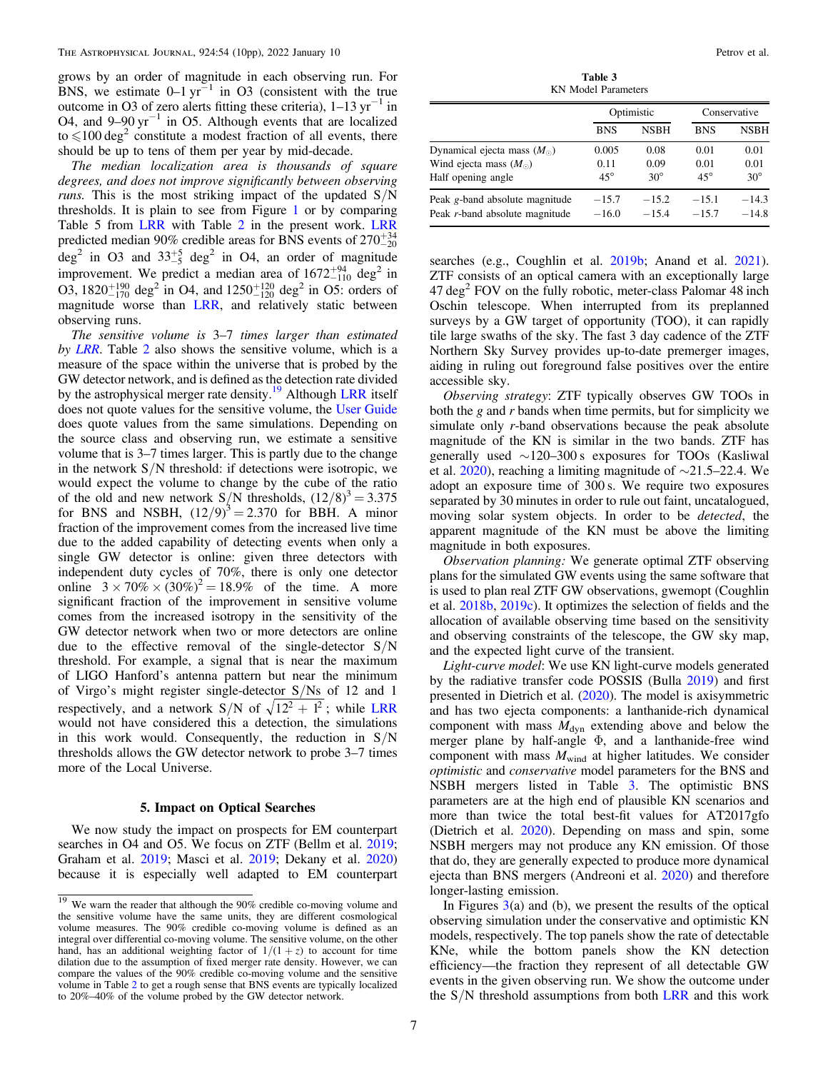grows by an order of magnitude in each observing run. For BNS, we estimate 0–1 $\mathrm{yr}^{-1}$ in O3 (consistent with the true outcome in O3 of zero alerts fitting these criteria), 1–13 $\mathrm{yr}^{-1}$ in O4, and 9–90 $\mathrm{yr}^{-1}$ in O5. Although events that are localized to $\leqslant 100\ \mathrm{deg}^2$ constitute a modest fraction of all events, there should be up to tens of them per year by mid-decade.

*The median localization area is thousands of square degrees, and does not improve significantly between observing runs.* This is the most striking impact of the updated S/N thresholds. It is plain to see from Figure 1 or by comparing Table 5 from LRR with Table 2 in the present work. LRR predicted median 90% credible areas for BNS events of $270^{+34}_{-20}\ \mathrm{deg}^2$ in O3 and $33^{+5}_{-5}\ \mathrm{deg}^2$ in O4, an order of magnitude improvement. We predict a median area of $1672^{+94}_{-110}\ \mathrm{deg}^2$ in O3, $1820^{+190}_{-170}\ \mathrm{deg}^2$ in O4, and $1250^{+120}_{-120}\ \mathrm{deg}^2$ in O5: orders of magnitude worse than LRR, and relatively static between observing runs.

*The sensitive volume is 3–7 times larger than estimated by LRR.* Table 2 also shows the sensitive volume, which is a measure of the space within the universe that is probed by the GW detector network, and is defined as the detection rate divided by the astrophysical merger rate density.[19] Although LRR itself does not quote values for the sensitive volume, the User Guide does quote values from the same simulations. Depending on the source class and observing run, we estimate a sensitive volume that is 3–7 times larger. This is partly due to the change in the network S/N threshold: if detections were isotropic, we would expect the volume to change by the cube of the ratio of the old and new network S/N thresholds, $(12/8)^3 = 3.375$ for BNS and NSBH, $(12/9)^3 = 2.370$ for BBH. A minor fraction of the improvement comes from the increased live time due to the added capability of detecting events when only a single GW detector is online: given three detectors with independent duty cycles of 70%, there is only one detector online $3 \times 70\% \times (30\%)^2 = 18.9\%$ of the time. A more significant fraction of the improvement in sensitive volume comes from the increased isotropy in the sensitivity of the GW detector network when two or more detectors are online due to the effective removal of the single-detector S/N threshold. For example, a signal that is near the maximum of LIGO Hanford's antenna pattern but near the minimum of Virgo's might register single-detector S/Ns of 12 and 1 respectively, and a network S/N of $\sqrt{12^2 + 1^2}$; while LRR would not have considered this a detection, the simulations in this work would. Consequently, the reduction in S/N thresholds allows the GW detector network to probe 3–7 times more of the Local Universe.

## 5. Impact on Optical Searches

We now study the impact on prospects for EM counterpart searches in O4 and O5. We focus on ZTF (Bellm et al. 2019; Graham et al. 2019; Masci et al. 2019; Dekany et al. 2020) because it is especially well adapted to EM counterpart searches (e.g., Coughlin et al. 2019b; Anand et al. 2021). ZTF consists of an optical camera with an exceptionally large 47 $\mathrm{deg}^2$ FOV on the fully robotic, meter-class Palomar 48 inch Oschin telescope. When interrupted from its preplanned surveys by a GW target of opportunity (TOO), it can rapidly tile large swaths of the sky. The fast 3 day cadence of the ZTF Northern Sky Survey provides up-to-date premerger images, aiding in ruling out foreground false positives over the entire accessible sky.

*Observing strategy*: ZTF typically observes GW TOOs in both the $g$ and $r$ bands when time permits, but for simplicity we simulate only $r$-band observations because the peak absolute magnitude of the KN is similar in the two bands. ZTF has generally used ∼120–300 s exposures for TOOs (Kasliwal et al. 2020), reaching a limiting magnitude of ∼21.5–22.4. We adopt an exposure time of 300 s. We require two exposures separated by 30 minutes in order to rule out faint, uncatalogued, moving solar system objects. In order to be *detected*, the apparent magnitude of the KN must be above the limiting magnitude in both exposures.

*Observation planning:* We generate optimal ZTF observing plans for the simulated GW events using the same software that is used to plan real ZTF GW observations, gwemopt (Coughlin et al. 2018b, 2019c). It optimizes the selection of fields and the allocation of available observing time based on the sensitivity and observing constraints of the telescope, the GW sky map, and the expected light curve of the transient.

*Light-curve model*: We use KN light-curve models generated by the radiative transfer code POSSIS (Bulla 2019) and first presented in Dietrich et al. (2020). The model is axisymmetric and has two ejecta components: a lanthanide-rich dynamical component with mass $M_{\mathrm{dyn}}$ extending above and below the merger plane by half-angle Φ, and a lanthanide-free wind component with mass $M_{\mathrm{wind}}$ at higher latitudes. We consider *optimistic* and *conservative* model parameters for the BNS and NSBH mergers listed in Table 3. The optimistic BNS parameters are at the high end of plausible KN scenarios and more than twice the total best-fit values for AT2017gfo (Dietrich et al. 2020). Depending on mass and spin, some NSBH mergers may not produce any KN emission. Of those that do, they are generally expected to produce more dynamical ejecta than BNS mergers (Andreoni et al. 2020) and therefore longer-lasting emission.

**Table 3**
KN Model Parameters

| | Optimistic | | Conservative | |
|---|---|---|---|---|
| | BNS | NSBH | BNS | NSBH |
| Dynamical ejecta mass ($M_\odot$) | 0.005 | 0.08 | 0.01 | 0.01 |
| Wind ejecta mass ($M_\odot$) | 0.11 | 0.09 | 0.01 | 0.01 |
| Half opening angle | 45° | 30° | 45° | 30° |
| Peak $g$-band absolute magnitude | −15.7 | −15.2 | −15.1 | −14.3 |
| Peak $r$-band absolute magnitude | −16.0 | −15.4 | −15.7 | −14.8 |

In Figures 3(a) and (b), we present the results of the optical observing simulation under the conservative and optimistic KN models, respectively. The top panels show the rate of detectable KNe, while the bottom panels show the KN detection efficiency—the fraction they represent of all detectable GW events in the given observing run. We show the outcome under the S/N threshold assumptions from both LRR and this work

[19] We warn the reader that although the 90% credible co-moving volume and the sensitive volume have the same units, they are different cosmological volume measures. The 90% credible co-moving volume is defined as an integral over differential co-moving volume. The sensitive volume, on the other hand, has an additional weighting factor of $1/(1 + z)$ to account for time dilation due to the assumption of fixed merger rate density. However, we can compare the values of the 90% credible co-moving volume and the sensitive volume in Table 2 to get a rough sense that BNS events are typically localized to 20%–40% of the volume probed by the GW detector network.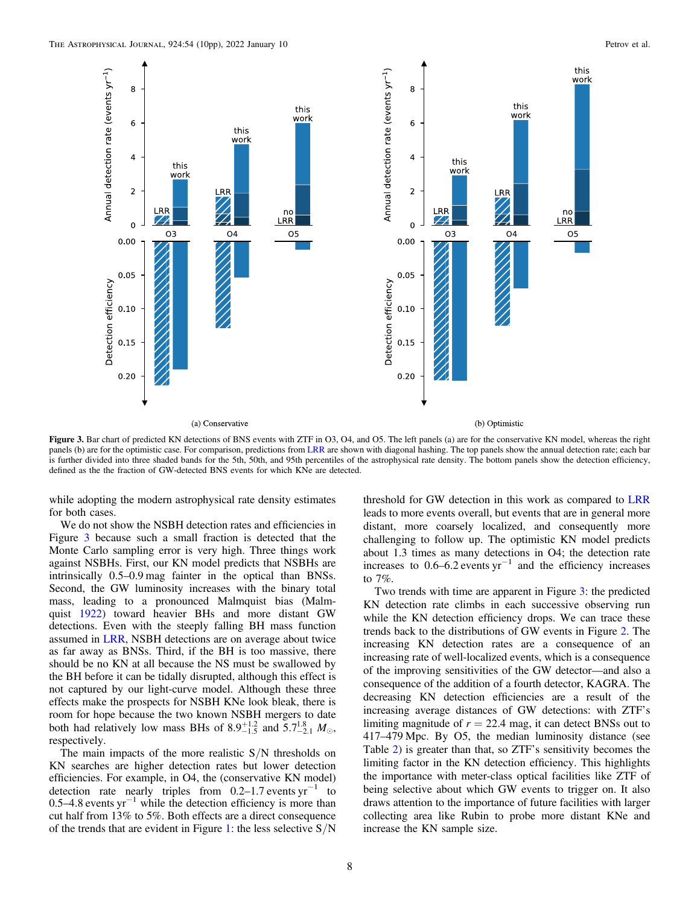(a) Conservative

Annual detection rate (events yr$^{-1}$)

0
2
4
6
8

LRR
this work
LRR
this work
no LRR
this work

O3
O4
O5

Detection efficiency

0.00
0.05
0.10
0.15
0.20

(b) Optimistic

Annual detection rate (events yr$^{-1}$)

0
2
4
6
8

LRR
this work
LRR
this work
no LRR
this work

O3
O4
O5

Detection efficiency

0.00
0.05
0.10
0.15
0.20

**Figure 3.** Bar chart of predicted KN detections of BNS events with ZTF in O3, O4, and O5. The left panels (a) are for the conservative KN model, whereas the right panels (b) are for the optimistic case. For comparison, predictions from LRR are shown with diagonal hashing. The top panels show the annual detection rate; each bar is further divided into three shaded bands for the 5th, 50th, and 95th percentiles of the astrophysical rate density. The bottom panels show the detection efficiency, defined as the the fraction of GW-detected BNS events for which KNe are detected.

while adopting the modern astrophysical rate density estimates for both cases.

We do not show the NSBH detection rates and efficiencies in Figure 3 because such a small fraction is detected that the Monte Carlo sampling error is very high. Three things work against NSBHs. First, our KN model predicts that NSBHs are intrinsically 0.5–0.9 mag fainter in the optical than BNSs. Second, the GW luminosity increases with the binary total mass, leading to a pronounced Malmquist bias (Malmquist 1922) toward heavier BHs and more distant GW detections. Even with the steeply falling BH mass function assumed in LRR, NSBH detections are on average about twice as far away as BNSs. Third, if the BH is too massive, there should be no KN at all because the NS must be swallowed by the BH before it can be tidally disrupted, although this effect is not captured by our light-curve model. Although these three effects make the prospects for NSBH KNe look bleak, there is room for hope because the two known NSBH mergers to date both had relatively low mass BHs of $8.9^{+1.2}_{-1.5}$ and $5.7^{1.8}_{-2.1}$ $M_{\odot}$, respectively.

The main impacts of the more realistic S/N thresholds on KN searches are higher detection rates but lower detection efficiencies. For example, in O4, the (conservative KN model) detection rate nearly triples from 0.2–1.7 events yr$^{-1}$ to 0.5–4.8 events yr$^{-1}$ while the detection efficiency is more than cut half from 13% to 5%. Both effects are a direct consequence of the trends that are evident in Figure 1: the less selective S/N threshold for GW detection in this work as compared to LRR leads to more events overall, but events that are in general more distant, more coarsely localized, and consequently more challenging to follow up. The optimistic KN model predicts about 1.3 times as many detections in O4; the detection rate increases to 0.6–6.2 events yr$^{-1}$ and the efficiency increases to 7%.

Two trends with time are apparent in Figure 3: the predicted KN detection rate climbs in each successive observing run while the KN detection efficiency drops. We can trace these trends back to the distributions of GW events in Figure 2. The increasing KN detection rates are a consequence of an increasing rate of well-localized events, which is a consequence of the improving sensitivities of the GW detector—and also a consequence of the addition of a fourth detector, KAGRA. The decreasing KN detection efficiencies are a result of the increasing average distances of GW detections: with ZTF's limiting magnitude of $r = 22.4$ mag, it can detect BNSs out to 417–479 Mpc. By O5, the median luminosity distance (see Table 2) is greater than that, so ZTF's sensitivity becomes the limiting factor in the KN detection efficiency. This highlights the importance with meter-class optical facilities like ZTF of being selective about which GW events to trigger on. It also draws attention to the importance of future facilities with larger collecting area like Rubin to probe more distant KNe and increase the KN sample size.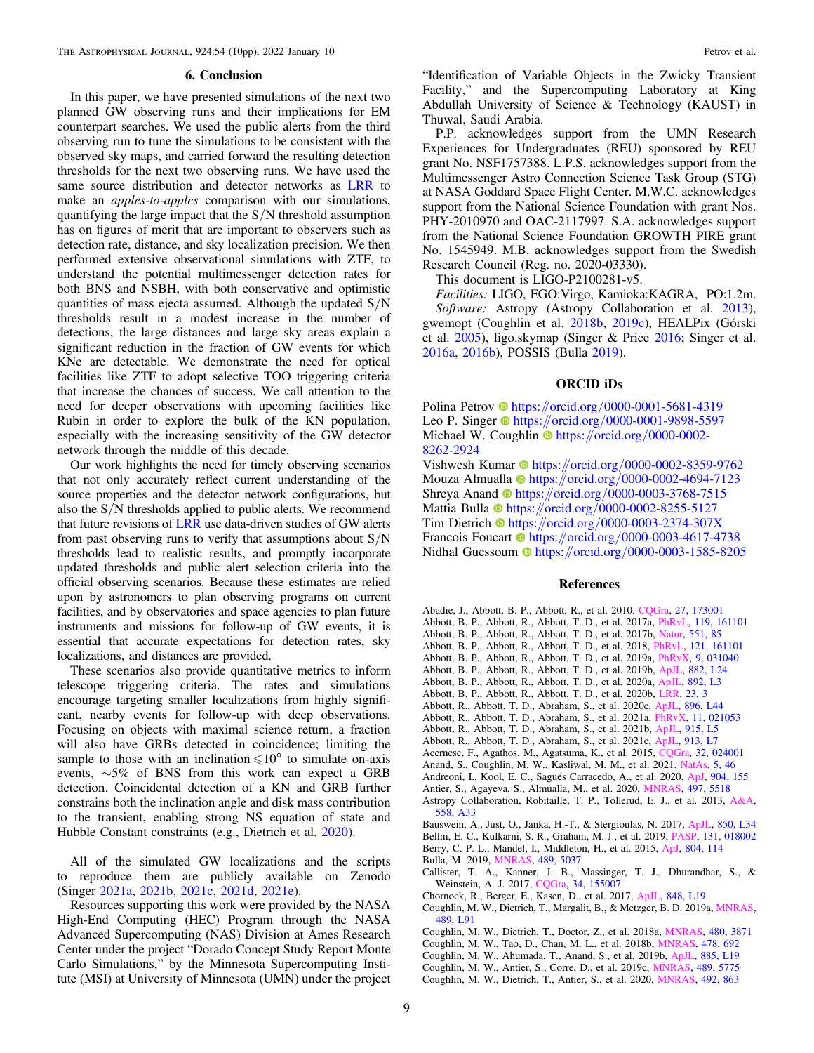## 6. Conclusion

In this paper, we have presented simulations of the next two planned GW observing runs and their implications for EM counterpart searches. We used the public alerts from the third observing run to tune the simulations to be consistent with the observed sky maps, and carried forward the resulting detection thresholds for the next two observing runs. We have used the same source distribution and detector networks as LRR to make an *apples-to-apples* comparison with our simulations, quantifying the large impact that the S/N threshold assumption has on figures of merit that are important to observers such as detection rate, distance, and sky localization precision. We then performed extensive observational simulations with ZTF, to understand the potential multimessenger detection rates for both BNS and NSBH, with both conservative and optimistic quantities of mass ejecta assumed. Although the updated S/N thresholds result in a modest increase in the number of detections, the large distances and large sky areas explain a significant reduction in the fraction of GW events for which KNe are detectable. We demonstrate the need for optical facilities like ZTF to adopt selective TOO triggering criteria that increase the chances of success. We call attention to the need for deeper observations with upcoming facilities like Rubin in order to explore the bulk of the KN population, especially with the increasing sensitivity of the GW detector network through the middle of this decade.

Our work highlights the need for timely observing scenarios that not only accurately reflect current understanding of the source properties and the detector network configurations, but also the S/N thresholds applied to public alerts. We recommend that future revisions of LRR use data-driven studies of GW alerts from past observing runs to verify that assumptions about S/N thresholds lead to realistic results, and promptly incorporate updated thresholds and public alert selection criteria into the official observing scenarios. Because these estimates are relied upon by astronomers to plan observing programs on current facilities, and by observatories and space agencies to plan future instruments and missions for follow-up of GW events, it is essential that accurate expectations for detection rates, sky localizations, and distances are provided.

These scenarios also provide quantitative metrics to inform telescope triggering criteria. The rates and simulations encourage targeting smaller localizations from highly significant, nearby events for follow-up with deep observations. Focusing on objects with maximal science return, a fraction will also have GRBs detected in coincidence; limiting the sample to those with an inclination $\leqslant 10°$ to simulate on-axis events, ∼5% of BNS from this work can expect a GRB detection. Coincidental detection of a KN and GRB further constrains both the inclination angle and disk mass contribution to the transient, enabling strong NS equation of state and Hubble Constant constraints (e.g., Dietrich et al. 2020).

All of the simulated GW localizations and the scripts to reproduce them are publicly available on Zenodo (Singer 2021a, 2021b, 2021c, 2021d, 2021e).

Resources supporting this work were provided by the NASA High-End Computing (HEC) Program through the NASA Advanced Supercomputing (NAS) Division at Ames Research Center under the project "Dorado Concept Study Report Monte Carlo Simulations," by the Minnesota Supercomputing Institute (MSI) at University of Minnesota (UMN) under the project "Identification of Variable Objects in the Zwicky Transient Facility," and the Supercomputing Laboratory at King Abdullah University of Science & Technology (KAUST) in Thuwal, Saudi Arabia.

P.P. acknowledges support from the UMN Research Experiences for Undergraduates (REU) sponsored by REU grant No. NSF1757388. L.P.S. acknowledges support from the Multimessenger Astro Connection Science Task Group (STG) at NASA Goddard Space Flight Center. M.W.C. acknowledges support from the National Science Foundation with grant Nos. PHY-2010970 and OAC-2117997. S.A. acknowledges support from the National Science Foundation GROWTH PIRE grant No. 1545949. M.B. acknowledges support from the Swedish Research Council (Reg. no. 2020-03330).

This document is LIGO-P2100281-v5.

*Facilities:* LIGO, EGO:Virgo, Kamioka:KAGRA, PO:1.2m.

*Software:* Astropy (Astropy Collaboration et al. 2013), gwemopt (Coughlin et al. 2018b, 2019c), HEALPix (Górski et al. 2005), ligo.skymap (Singer & Price 2016; Singer et al. 2016a, 2016b), POSSIS (Bulla 2019).

## ORCID iDs

Polina Petrov https://orcid.org/0000-0001-5681-4319
Leo P. Singer https://orcid.org/0000-0001-9898-5597
Michael W. Coughlin https://orcid.org/0000-0002-8262-2924
Vishwesh Kumar https://orcid.org/0000-0002-8359-9762
Mouza Almualla https://orcid.org/0000-0002-4694-7123
Shreya Anand https://orcid.org/0000-0003-3768-7515
Mattia Bulla https://orcid.org/0000-0002-8255-5127
Tim Dietrich https://orcid.org/0000-0003-2374-307X
Francois Foucart https://orcid.org/0000-0003-4617-4738
Nidhal Guessoum https://orcid.org/0000-0003-1585-8205

## References

Abadie, J., Abbott, B. P., Abbott, R., et al. 2010, CQGra, 27, 173001
Abbott, B. P., Abbott, R., Abbott, T. D., et al. 2017a, PhRvL, 119, 161101
Abbott, B. P., Abbott, R., Abbott, T. D., et al. 2017b, Natur, 551, 85
Abbott, B. P., Abbott, R., Abbott, T. D., et al. 2018, PhRvL, 121, 161101
Abbott, B. P., Abbott, R., Abbott, T. D., et al. 2019a, PhRvX, 9, 031040
Abbott, B. P., Abbott, R., Abbott, T. D., et al. 2019b, ApJL, 882, L24
Abbott, B. P., Abbott, R., Abbott, T. D., et al. 2020a, ApJL, 892, L3
Abbott, B. P., Abbott, R., Abbott, T. D., et al. 2020b, LRR, 23, 3
Abbott, R., Abbott, T. D., Abraham, S., et al. 2020c, ApJL, 896, L44
Abbott, R., Abbott, T. D., Abraham, S., et al. 2021a, PhRvX, 11, 021053
Abbott, R., Abbott, T. D., Abraham, S., et al. 2021b, ApJL, 915, L5
Abbott, R., Abbott, T. D., Abraham, S., et al. 2021c, ApJL, 913, L7
Acernese, F., Agathos, M., Agatsuma, K., et al. 2015, CQGra, 32, 024001
Anand, S., Coughlin, M. W., Kasliwal, M. M., et al. 2021, NatAs, 5, 46
Andreoni, I., Kool, E. C., Sagués Carracedo, A., et al. 2020, ApJ, 904, 155
Antier, S., Agayeva, S., Almualla, M., et al. 2020, MNRAS, 497, 5518
Astropy Collaboration, Robitaille, T. P., Tollerud, E. J., et al. 2013, A&A, 558, A33
Bauswein, A., Just, O., Janka, H.-T., & Stergioulas, N. 2017, ApJL, 850, L34
Bellm, E. C., Kulkarni, S. R., Graham, M. J., et al. 2019, PASP, 131, 018002
Berry, C. P. L., Mandel, I., Middleton, H., et al. 2015, ApJ, 804, 114
Bulla, M. 2019, MNRAS, 489, 5037
Callister, T. A., Kanner, J. B., Massinger, T. J., Dhurandhar, S., & Weinstein, A. J. 2017, CQGra, 34, 155007
Chornock, R., Berger, E., Kasen, D., et al. 2017, ApJL, 848, L19
Coughlin, M. W., Dietrich, T., Margalit, B., & Metzger, B. D. 2019a, MNRAS, 489, L91
Coughlin, M. W., Dietrich, T., Doctor, Z., et al. 2018a, MNRAS, 480, 3871
Coughlin, M. W., Tao, D., Chan, M. L., et al. 2018b, MNRAS, 478, 692
Coughlin, M. W., Ahumada, T., Anand, S., et al. 2019b, ApJL, 885, L19
Coughlin, M. W., Antier, S., Corre, D., et al. 2019c, MNRAS, 489, 5775
Coughlin, M. W., Dietrich, T., Antier, S., et al. 2020, MNRAS, 492, 863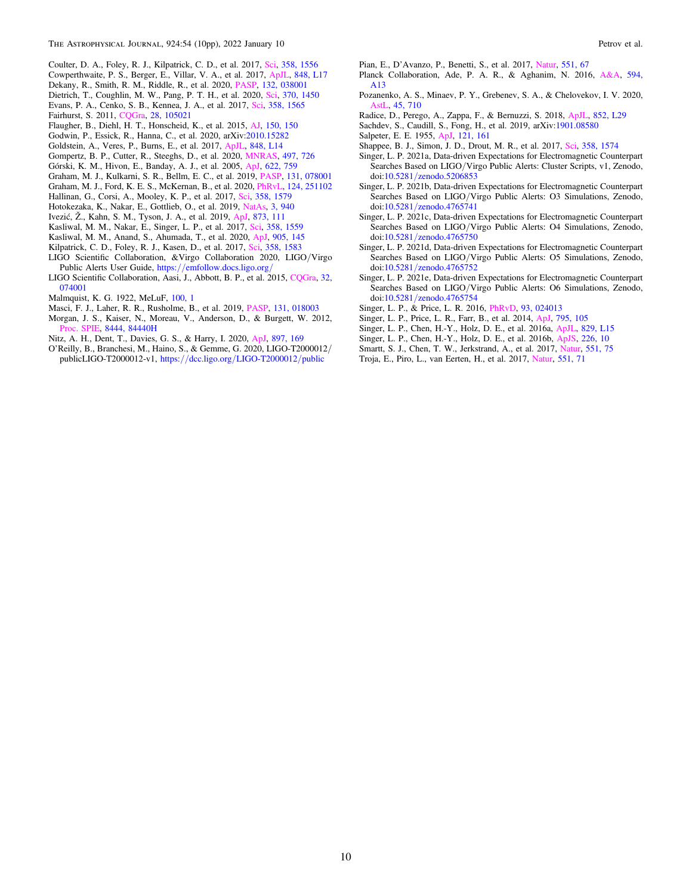Coulter, D. A., Foley, R. J., Kilpatrick, C. D., et al. 2017, Sci, 358, 1556

Cowperthwaite, P. S., Berger, E., Villar, V. A., et al. 2017, ApJL, 848, L17

Dekany, R., Smith, R. M., Riddle, R., et al. 2020, PASP, 132, 038001

Dietrich, T., Coughlin, M. W., Pang, P. T. H., et al. 2020, Sci, 370, 1450

Evans, P. A., Cenko, S. B., Kennea, J. A., et al. 2017, Sci, 358, 1565

Fairhurst, S. 2011, CQGra, 28, 105021

Flaugher, B., Diehl, H. T., Honscheid, K., et al. 2015, AJ, 150, 150

Godwin, P., Essick, R., Hanna, C., et al. 2020, arXiv:2010.15282

Goldstein, A., Veres, P., Burns, E., et al. 2017, ApJL, 848, L14

Gompertz, B. P., Cutter, R., Steeghs, D., et al. 2020, MNRAS, 497, 726

Górski, K. M., Hivon, E., Banday, A. J., et al. 2005, ApJ, 622, 759

Graham, M. J., Kulkarni, S. R., Bellm, E. C., et al. 2019, PASP, 131, 078001

Graham, M. J., Ford, K. E. S., McKernan, B., et al. 2020, PhRvL, 124, 251102

Hallinan, G., Corsi, A., Mooley, K. P., et al. 2017, Sci, 358, 1579

Hotokezaka, K., Nakar, E., Gottlieb, O., et al. 2019, NatAs, 3, 940

Ivezić, Ž., Kahn, S. M., Tyson, J. A., et al. 2019, ApJ, 873, 111

Kasliwal, M. M., Nakar, E., Singer, L. P., et al. 2017, Sci, 358, 1559

Kasliwal, M. M., Anand, S., Ahumada, T., et al. 2020, ApJ, 905, 145

Kilpatrick, C. D., Foley, R. J., Kasen, D., et al. 2017, Sci, 358, 1583

LIGO Scientific Collaboration, &Virgo Collaboration 2020, LIGO/Virgo Public Alerts User Guide, https://emfollow.docs.ligo.org/

LIGO Scientific Collaboration, Aasi, J., Abbott, B. P., et al. 2015, CQGra, 32, 074001

Malmquist, K. G. 1922, MeLuF, 100, 1

Masci, F. J., Laher, R. R., Rusholme, B., et al. 2019, PASP, 131, 018003

Morgan, J. S., Kaiser, N., Moreau, V., Anderson, D., & Burgett, W. 2012, Proc. SPIE, 8444, 84440H

Nitz, A. H., Dent, T., Davies, G. S., & Harry, I. 2020, ApJ, 897, 169

O'Reilly, B., Branchesi, M., Haino, S., & Gemme, G. 2020, LIGO-T2000012/publicLIGO-T2000012-v1, https://dcc.ligo.org/LIGO-T2000012/public

Pian, E., D'Avanzo, P., Benetti, S., et al. 2017, Natur, 551, 67

Planck Collaboration, Ade, P. A. R., & Aghanim, N. 2016, A&A, 594, A13

Pozanenko, A. S., Minaev, P. Y., Grebenev, S. A., & Chelovekov, I. V. 2020, AstL, 45, 710

Radice, D., Perego, A., Zappa, F., & Bernuzzi, S. 2018, ApJL, 852, L29

Sachdev, S., Caudill, S., Fong, H., et al. 2019, arXiv:1901.08580

Salpeter, E. E. 1955, ApJ, 121, 161

Shappee, B. J., Simon, J. D., Drout, M. R., et al. 2017, Sci, 358, 1574

Singer, L. P. 2021a, Data-driven Expectations for Electromagnetic Counterpart Searches Based on LIGO/Virgo Public Alerts: Cluster Scripts, v1, Zenodo, doi:10.5281/zenodo.5206853

Singer, L. P. 2021b, Data-driven Expectations for Electromagnetic Counterpart Searches Based on LIGO/Virgo Public Alerts: O3 Simulations, Zenodo, doi:10.5281/zenodo.4765741

Singer, L. P. 2021c, Data-driven Expectations for Electromagnetic Counterpart Searches Based on LIGO/Virgo Public Alerts: O4 Simulations, Zenodo, doi:10.5281/zenodo.4765750

Singer, L. P. 2021d, Data-driven Expectations for Electromagnetic Counterpart Searches Based on LIGO/Virgo Public Alerts: O5 Simulations, Zenodo, doi:10.5281/zenodo.4765752

Singer, L. P. 2021e, Data-driven Expectations for Electromagnetic Counterpart Searches Based on LIGO/Virgo Public Alerts: O6 Simulations, Zenodo, doi:10.5281/zenodo.4765754

Singer, L. P., & Price, L. R. 2016, PhRvD, 93, 024013

Singer, L. P., Price, L. R., Farr, B., et al. 2014, ApJ, 795, 105

Singer, L. P., Chen, H.-Y., Holz, D. E., et al. 2016a, ApJL, 829, L15

Singer, L. P., Chen, H.-Y., Holz, D. E., et al. 2016b, ApJS, 226, 10

Smartt, S. J., Chen, T. W., Jerkstrand, A., et al. 2017, Natur, 551, 75

Troja, E., Piro, L., van Eerten, H., et al. 2017, Natur, 551, 71